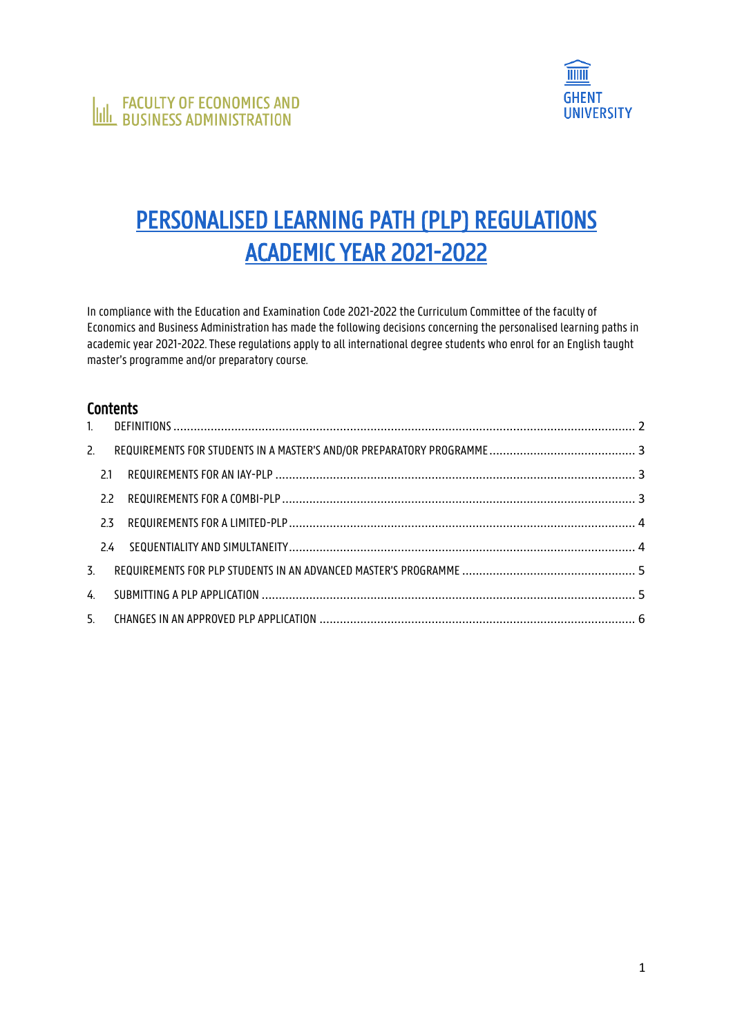FACULTY OF ECONOMICS AND BUSINESS ADMINISTRATION

GHENT UNIVERSITY

# PERSONALISED LEARNING PATH (PLP) REGULATIONS ACADEMIC YEAR 2021-2022

In compliance with the Education and Examination Code 2021-2022 the Curriculum Committee of the faculty of Economics and Business Administration has made the following decisions concerning the personalised learning paths in academic year 2021-2022. These regulations apply to all international degree students who enrol for an English taught master's programme and/or preparatory course.

## Contents

1. DEFINITIONS ..... 2
2. REQUIREMENTS FOR STUDENTS IN A MASTER'S AND/OR PREPARATORY PROGRAMME ..... 3
   - 2.1 REQUIREMENTS FOR AN IAY-PLP ..... 3
   - 2.2 REQUIREMENTS FOR A COMBI-PLP ..... 3
   - 2.3 REQUIREMENTS FOR A LIMITED-PLP ..... 4
   - 2.4 SEQUENTIALITY AND SIMULTANEITY ..... 4
3. REQUIREMENTS FOR PLP STUDENTS IN AN ADVANCED MASTER'S PROGRAMME ..... 5
4. SUBMITTING A PLP APPLICATION ..... 5
5. CHANGES IN AN APPROVED PLP APPLICATION ..... 6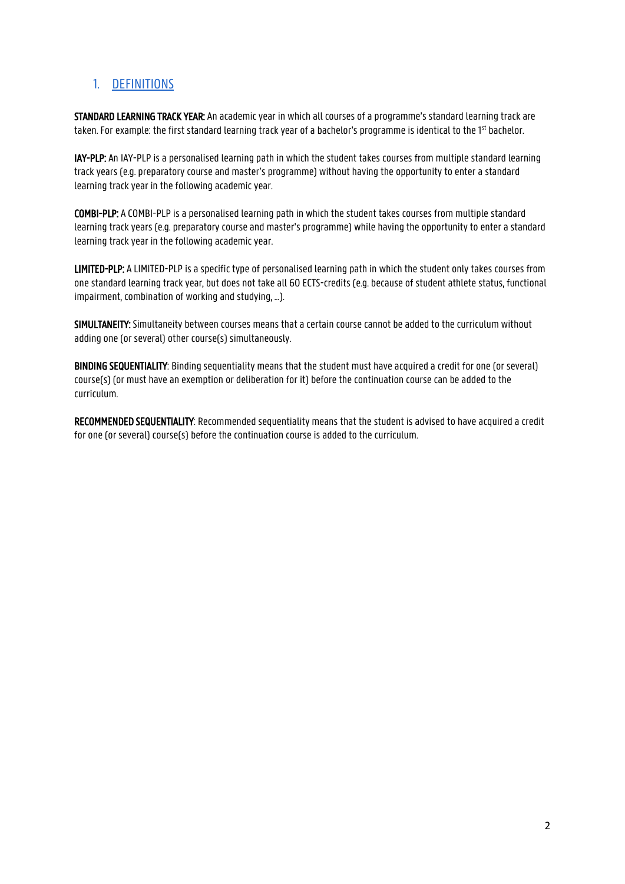## 1. DEFINITIONS

**STANDARD LEARNING TRACK YEAR:** An academic year in which all courses of a programme's standard learning track are taken. For example: the first standard learning track year of a bachelor's programme is identical to the 1st bachelor.

**IAY-PLP:** An IAY-PLP is a personalised learning path in which the student takes courses from multiple standard learning track years (e.g. preparatory course and master's programme) without having the opportunity to enter a standard learning track year in the following academic year.

**COMBI-PLP:** A COMBI-PLP is a personalised learning path in which the student takes courses from multiple standard learning track years (e.g. preparatory course and master's programme) while having the opportunity to enter a standard learning track year in the following academic year.

**LIMITED-PLP:** A LIMITED-PLP is a specific type of personalised learning path in which the student only takes courses from one standard learning track year, but does not take all 60 ECTS-credits (e.g. because of student athlete status, functional impairment, combination of working and studying, ...).

**SIMULTANEITY:** Simultaneity between courses means that a certain course cannot be added to the curriculum without adding one (or several) other course(s) simultaneously.

**BINDING SEQUENTIALITY**: Binding sequentiality means that the student must have acquired a credit for one (or several) course(s) (or must have an exemption or deliberation for it) before the continuation course can be added to the curriculum.

**RECOMMENDED SEQUENTIALITY**: Recommended sequentiality means that the student is advised to have acquired a credit for one (or several) course(s) before the continuation course is added to the curriculum.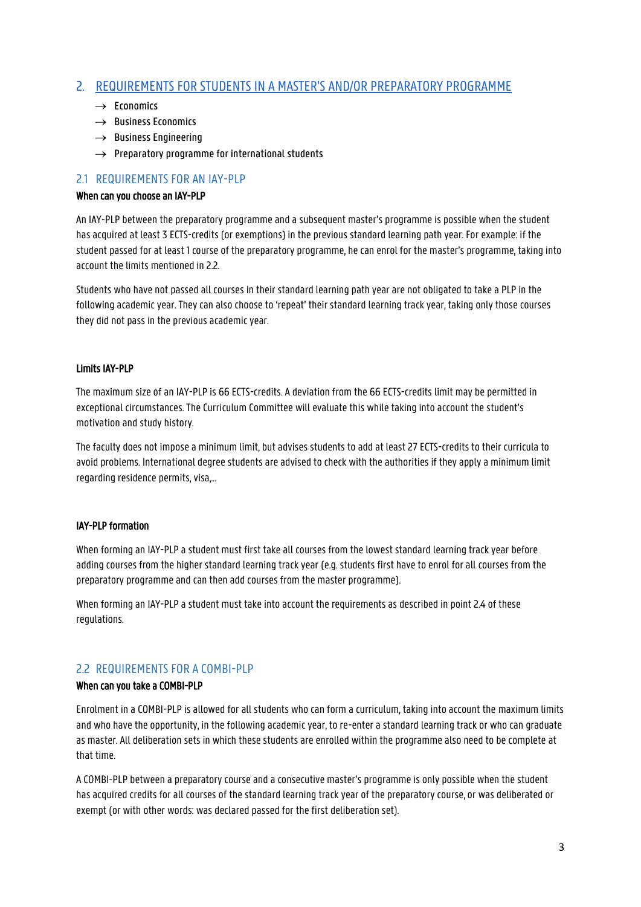## 2. REQUIREMENTS FOR STUDENTS IN A MASTER'S AND/OR PREPARATORY PROGRAMME

→ Economics
→ Business Economics
→ Business Engineering
→ Preparatory programme for international students

### 2.1 REQUIREMENTS FOR AN IAY-PLP

**When can you choose an IAY-PLP**

An IAY-PLP between the preparatory programme and a subsequent master's programme is possible when the student has acquired at least 3 ECTS-credits (or exemptions) in the previous standard learning path year. For example: if the student passed for at least 1 course of the preparatory programme, he can enrol for the master's programme, taking into account the limits mentioned in 2.2.

Students who have not passed all courses in their standard learning path year are not obligated to take a PLP in the following academic year. They can also choose to 'repeat' their standard learning track year, taking only those courses they did not pass in the previous academic year.

**Limits IAY-PLP**

The maximum size of an IAY-PLP is 66 ECTS-credits. A deviation from the 66 ECTS-credits limit may be permitted in exceptional circumstances. The Curriculum Committee will evaluate this while taking into account the student's motivation and study history.

The faculty does not impose a minimum limit, but advises students to add at least 27 ECTS-credits to their curricula to avoid problems. International degree students are advised to check with the authorities if they apply a minimum limit regarding residence permits, visa,…

**IAY-PLP formation**

When forming an IAY-PLP a student must first take all courses from the lowest standard learning track year before adding courses from the higher standard learning track year (e.g. students first have to enrol for all courses from the preparatory programme and can then add courses from the master programme).

When forming an IAY-PLP a student must take into account the requirements as described in point 2.4 of these regulations.

### 2.2 REQUIREMENTS FOR A COMBI-PLP

**When can you take a COMBI-PLP**

Enrolment in a COMBI-PLP is allowed for all students who can form a curriculum, taking into account the maximum limits and who have the opportunity, in the following academic year, to re-enter a standard learning track or who can graduate as master. All deliberation sets in which these students are enrolled within the programme also need to be complete at that time.

A COMBI-PLP between a preparatory course and a consecutive master's programme is only possible when the student has acquired credits for all courses of the standard learning track year of the preparatory course, or was deliberated or exempt (or with other words: was declared passed for the first deliberation set).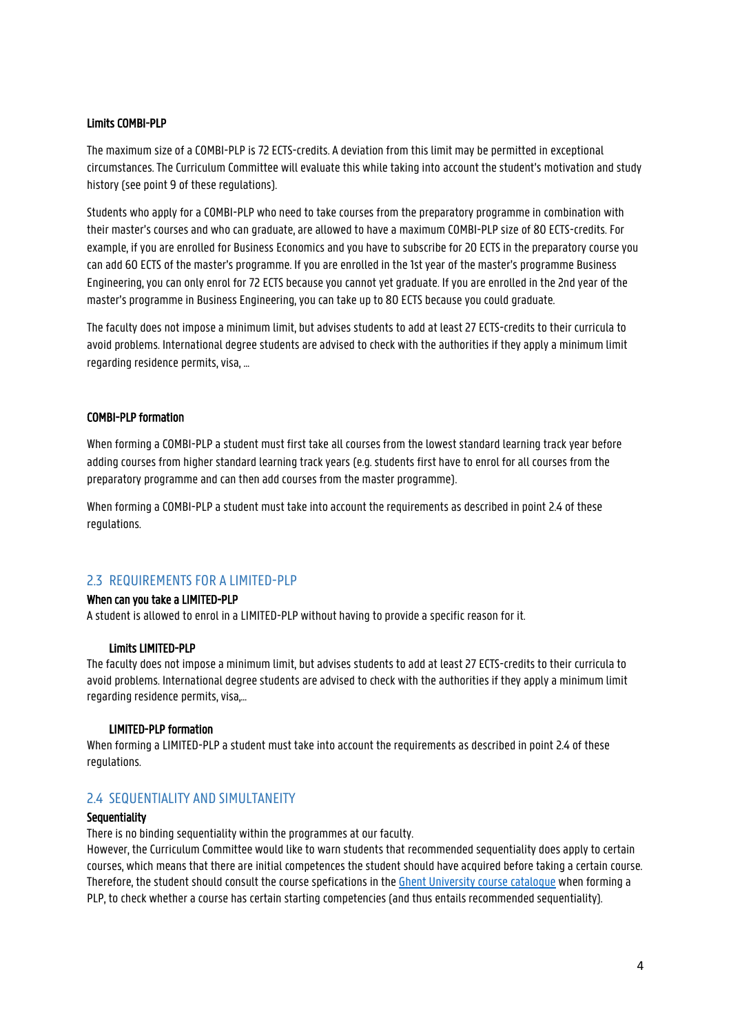#### Limits COMBI-PLP

The maximum size of a COMBI-PLP is 72 ECTS-credits. A deviation from this limit may be permitted in exceptional circumstances. The Curriculum Committee will evaluate this while taking into account the student's motivation and study history (see point 9 of these regulations).

Students who apply for a COMBI-PLP who need to take courses from the preparatory programme in combination with their master's courses and who can graduate, are allowed to have a maximum COMBI-PLP size of 80 ECTS-credits. For example, if you are enrolled for Business Economics and you have to subscribe for 20 ECTS in the preparatory course you can add 60 ECTS of the master's programme. If you are enrolled in the 1st year of the master's programme Business Engineering, you can only enrol for 72 ECTS because you cannot yet graduate. If you are enrolled in the 2nd year of the master's programme in Business Engineering, you can take up to 80 ECTS because you could graduate.

The faculty does not impose a minimum limit, but advises students to add at least 27 ECTS-credits to their curricula to avoid problems. International degree students are advised to check with the authorities if they apply a minimum limit regarding residence permits, visa, …

#### COMBI-PLP formation

When forming a COMBI-PLP a student must first take all courses from the lowest standard learning track year before adding courses from higher standard learning track years (e.g. students first have to enrol for all courses from the preparatory programme and can then add courses from the master programme).

When forming a COMBI-PLP a student must take into account the requirements as described in point 2.4 of these regulations.

## 2.3 REQUIREMENTS FOR A LIMITED-PLP

#### When can you take a LIMITED-PLP

A student is allowed to enrol in a LIMITED-PLP without having to provide a specific reason for it.

#### Limits LIMITED-PLP

The faculty does not impose a minimum limit, but advises students to add at least 27 ECTS-credits to their curricula to avoid problems. International degree students are advised to check with the authorities if they apply a minimum limit regarding residence permits, visa,…

#### LIMITED-PLP formation

When forming a LIMITED-PLP a student must take into account the requirements as described in point 2.4 of these regulations.

## 2.4 SEQUENTIALITY AND SIMULTANEITY

#### Sequentiality

There is no binding sequentiality within the programmes at our faculty.

However, the Curriculum Committee would like to warn students that recommended sequentiality does apply to certain courses, which means that there are initial competences the student should have acquired before taking a certain course. Therefore, the student should consult the course spefications in the Ghent University course catalogue when forming a PLP, to check whether a course has certain starting competencies (and thus entails recommended sequentiality).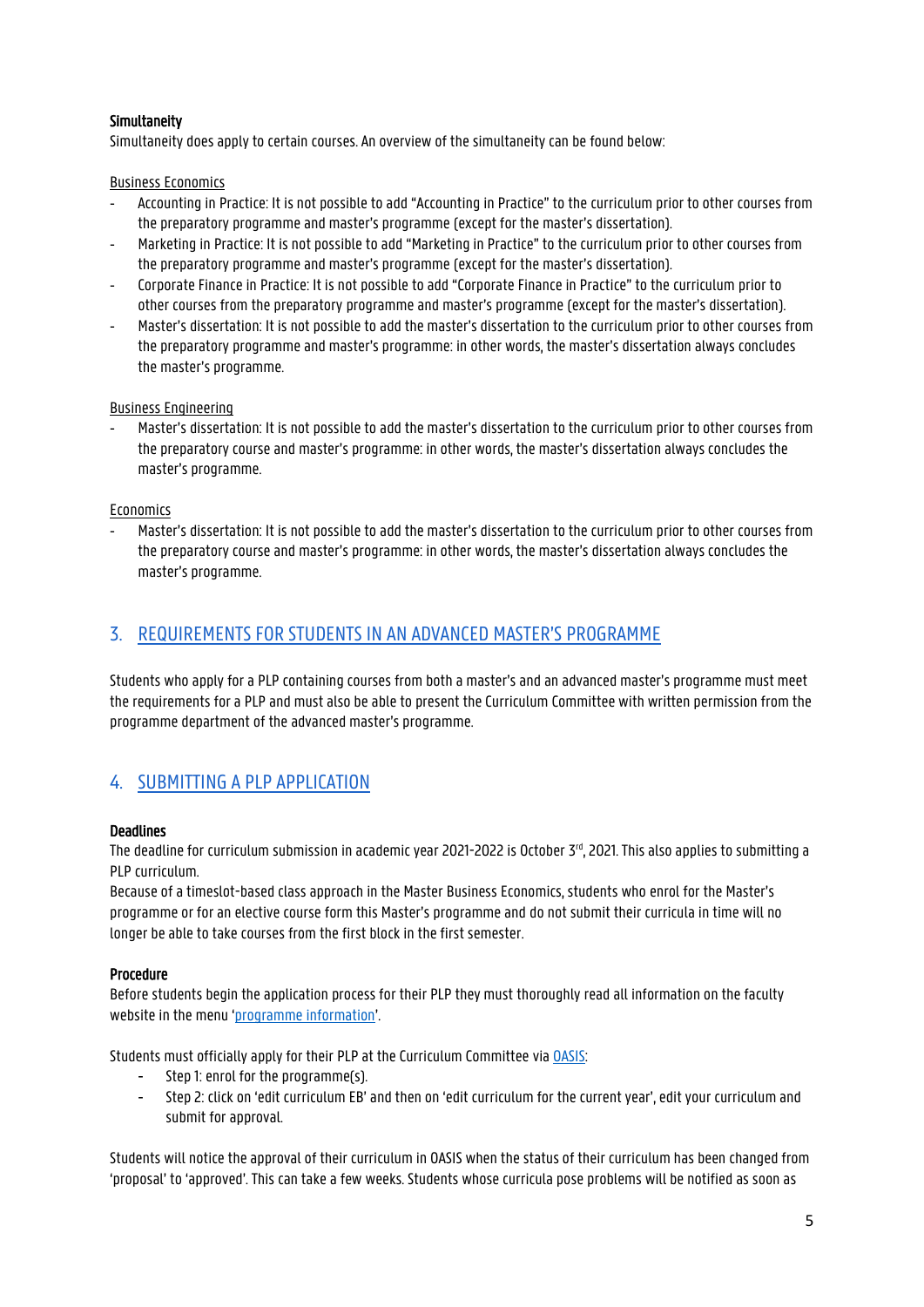**Simultaneity**

Simultaneity does apply to certain courses. An overview of the simultaneity can be found below:

Business Economics

- Accounting in Practice: It is not possible to add "Accounting in Practice" to the curriculum prior to other courses from the preparatory programme and master's programme (except for the master's dissertation).
- Marketing in Practice: It is not possible to add "Marketing in Practice" to the curriculum prior to other courses from the preparatory programme and master's programme (except for the master's dissertation).
- Corporate Finance in Practice: It is not possible to add "Corporate Finance in Practice" to the curriculum prior to other courses from the preparatory programme and master's programme (except for the master's dissertation).
- Master's dissertation: It is not possible to add the master's dissertation to the curriculum prior to other courses from the preparatory programme and master's programme: in other words, the master's dissertation always concludes the master's programme.

Business Engineering

- Master's dissertation: It is not possible to add the master's dissertation to the curriculum prior to other courses from the preparatory course and master's programme: in other words, the master's dissertation always concludes the master's programme.

Economics

- Master's dissertation: It is not possible to add the master's dissertation to the curriculum prior to other courses from the preparatory course and master's programme: in other words, the master's dissertation always concludes the master's programme.

## 3. REQUIREMENTS FOR STUDENTS IN AN ADVANCED MASTER'S PROGRAMME

Students who apply for a PLP containing courses from both a master's and an advanced master's programme must meet the requirements for a PLP and must also be able to present the Curriculum Committee with written permission from the programme department of the advanced master's programme.

## 4. SUBMITTING A PLP APPLICATION

**Deadlines**

The deadline for curriculum submission in academic year 2021-2022 is October 3rd, 2021. This also applies to submitting a PLP curriculum.
Because of a timeslot-based class approach in the Master Business Economics, students who enrol for the Master's programme or for an elective course form this Master's programme and do not submit their curricula in time will no longer be able to take courses from the first block in the first semester.

**Procedure**

Before students begin the application process for their PLP they must thoroughly read all information on the faculty website in the menu 'programme information'.

Students must officially apply for their PLP at the Curriculum Committee via OASIS:

- Step 1: enrol for the programme(s).
- Step 2: click on 'edit curriculum EB' and then on 'edit curriculum for the current year', edit your curriculum and submit for approval.

Students will notice the approval of their curriculum in OASIS when the status of their curriculum has been changed from 'proposal' to 'approved'. This can take a few weeks. Students whose curricula pose problems will be notified as soon as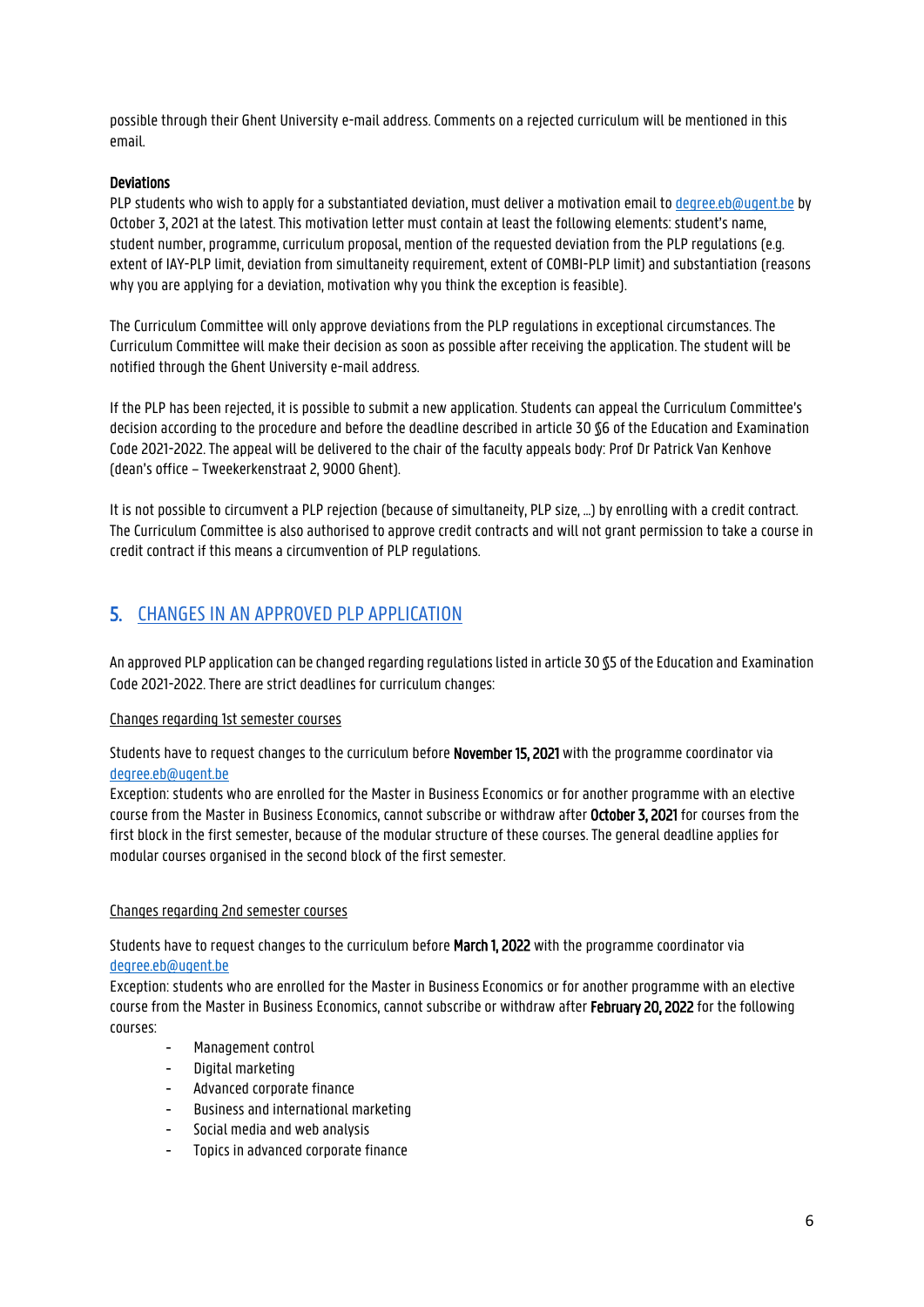possible through their Ghent University e-mail address. Comments on a rejected curriculum will be mentioned in this email.

**Deviations**

PLP students who wish to apply for a substantiated deviation, must deliver a motivation email to degree.eb@ugent.be by October 3, 2021 at the latest. This motivation letter must contain at least the following elements: student's name, student number, programme, curriculum proposal, mention of the requested deviation from the PLP regulations (e.g. extent of IAY-PLP limit, deviation from simultaneity requirement, extent of COMBI-PLP limit) and substantiation (reasons why you are applying for a deviation, motivation why you think the exception is feasible).

The Curriculum Committee will only approve deviations from the PLP regulations in exceptional circumstances. The Curriculum Committee will make their decision as soon as possible after receiving the application. The student will be notified through the Ghent University e-mail address.

If the PLP has been rejected, it is possible to submit a new application. Students can appeal the Curriculum Committee's decision according to the procedure and before the deadline described in article 30 §6 of the Education and Examination Code 2021-2022. The appeal will be delivered to the chair of the faculty appeals body: Prof Dr Patrick Van Kenhove (dean's office – Tweekerkenstraat 2, 9000 Ghent).

It is not possible to circumvent a PLP rejection (because of simultaneity, PLP size, …) by enrolling with a credit contract. The Curriculum Committee is also authorised to approve credit contracts and will not grant permission to take a course in credit contract if this means a circumvention of PLP regulations.

## 5. CHANGES IN AN APPROVED PLP APPLICATION

An approved PLP application can be changed regarding regulations listed in article 30 §5 of the Education and Examination Code 2021-2022. There are strict deadlines for curriculum changes:

Changes regarding 1st semester courses

Students have to request changes to the curriculum before **November 15, 2021** with the programme coordinator via degree.eb@ugent.be

Exception: students who are enrolled for the Master in Business Economics or for another programme with an elective course from the Master in Business Economics, cannot subscribe or withdraw after **October 3, 2021** for courses from the first block in the first semester, because of the modular structure of these courses. The general deadline applies for modular courses organised in the second block of the first semester.

Changes regarding 2nd semester courses

Students have to request changes to the curriculum before **March 1, 2022** with the programme coordinator via degree.eb@ugent.be

Exception: students who are enrolled for the Master in Business Economics or for another programme with an elective course from the Master in Business Economics, cannot subscribe or withdraw after **February 20, 2022** for the following courses:

- Management control
- Digital marketing
- Advanced corporate finance
- Business and international marketing
- Social media and web analysis
- Topics in advanced corporate finance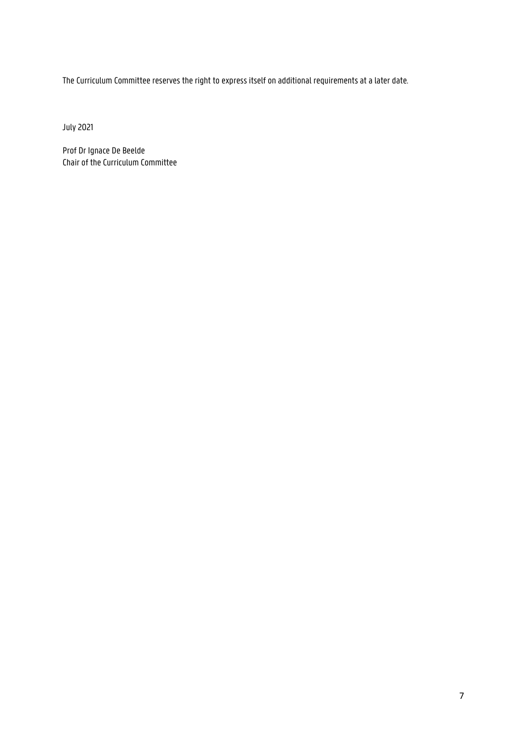The Curriculum Committee reserves the right to express itself on additional requirements at a later date.

July 2021

Prof Dr Ignace De Beelde
Chair of the Curriculum Committee